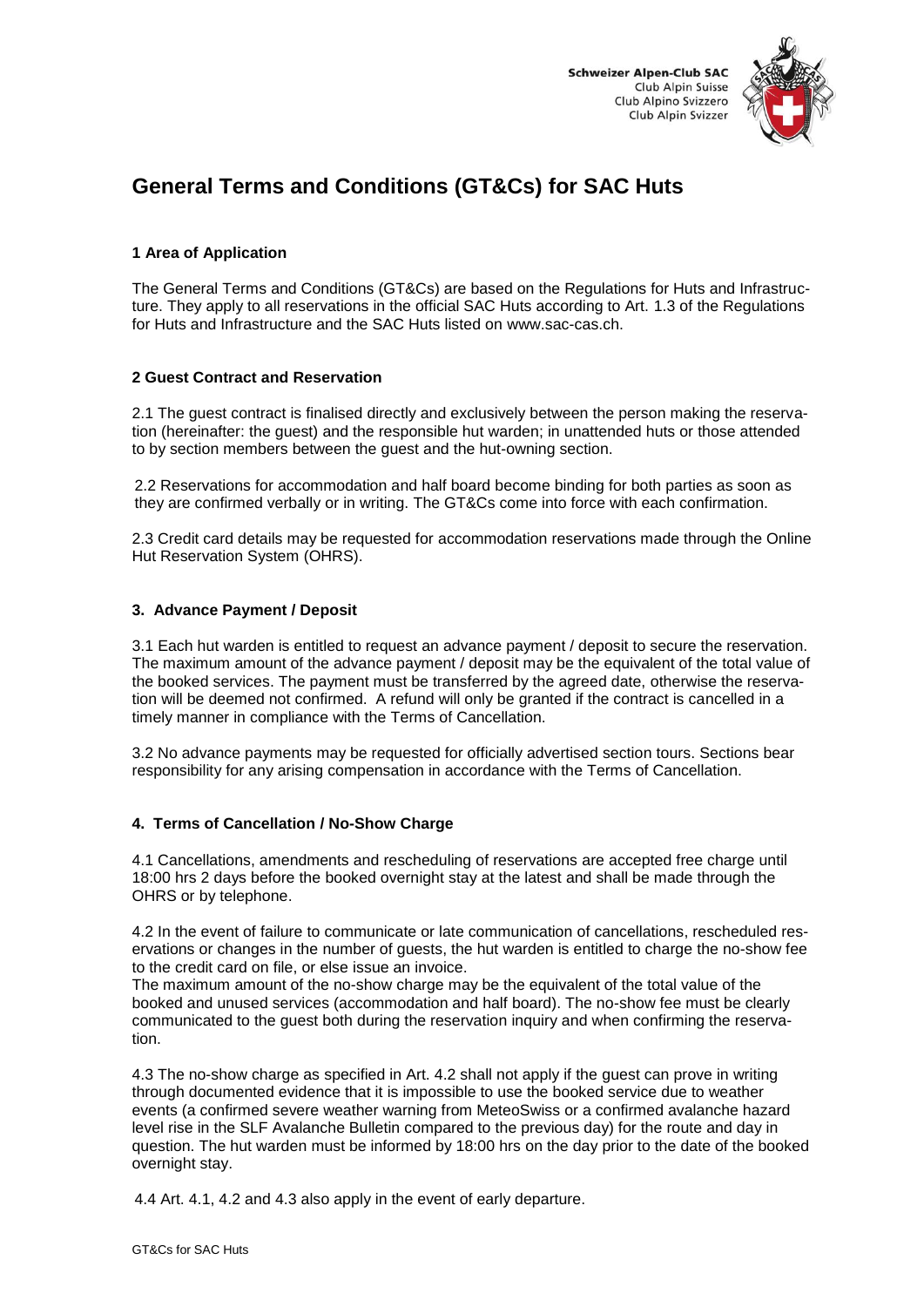Schweizer Alpen-Club SAC
Club Alpin Suisse
Club Alpino Svizzero
Club Alpin Svizzer

# General Terms and Conditions (GT&Cs) for SAC Huts

### 1 Area of Application

The General Terms and Conditions (GT&Cs) are based on the Regulations for Huts and Infrastructure. They apply to all reservations in the official SAC Huts according to Art. 1.3 of the Regulations for Huts and Infrastructure and the SAC Huts listed on www.sac-cas.ch.

### 2 Guest Contract and Reservation

2.1 The guest contract is finalised directly and exclusively between the person making the reservation (hereinafter: the guest) and the responsible hut warden; in unattended huts or those attended to by section members between the guest and the hut-owning section.

2.2 Reservations for accommodation and half board become binding for both parties as soon as they are confirmed verbally or in writing. The GT&Cs come into force with each confirmation.

2.3 Credit card details may be requested for accommodation reservations made through the Online Hut Reservation System (OHRS).

### 3. Advance Payment / Deposit

3.1 Each hut warden is entitled to request an advance payment / deposit to secure the reservation. The maximum amount of the advance payment / deposit may be the equivalent of the total value of the booked services. The payment must be transferred by the agreed date, otherwise the reservation will be deemed not confirmed. A refund will only be granted if the contract is cancelled in a timely manner in compliance with the Terms of Cancellation.

3.2 No advance payments may be requested for officially advertised section tours. Sections bear responsibility for any arising compensation in accordance with the Terms of Cancellation.

### 4. Terms of Cancellation / No-Show Charge

4.1 Cancellations, amendments and rescheduling of reservations are accepted free charge until 18:00 hrs 2 days before the booked overnight stay at the latest and shall be made through the OHRS or by telephone.

4.2 In the event of failure to communicate or late communication of cancellations, rescheduled reservations or changes in the number of guests, the hut warden is entitled to charge the no-show fee to the credit card on file, or else issue an invoice.
The maximum amount of the no-show charge may be the equivalent of the total value of the booked and unused services (accommodation and half board). The no-show fee must be clearly communicated to the guest both during the reservation inquiry and when confirming the reservation.

4.3 The no-show charge as specified in Art. 4.2 shall not apply if the guest can prove in writing through documented evidence that it is impossible to use the booked service due to weather events (a confirmed severe weather warning from MeteoSwiss or a confirmed avalanche hazard level rise in the SLF Avalanche Bulletin compared to the previous day) for the route and day in question. The hut warden must be informed by 18:00 hrs on the day prior to the date of the booked overnight stay.

4.4 Art. 4.1, 4.2 and 4.3 also apply in the event of early departure.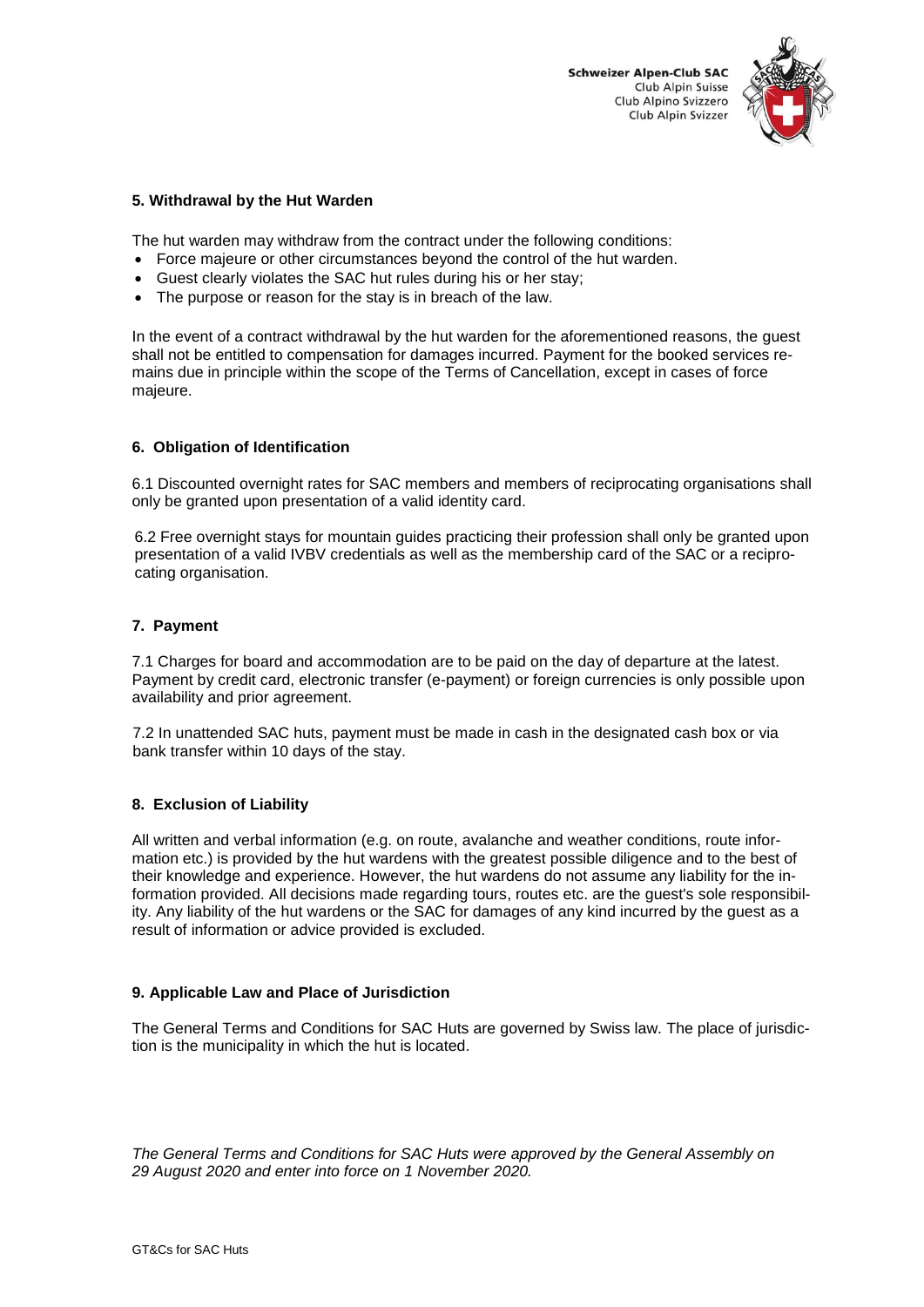## 5. Withdrawal by the Hut Warden

The hut warden may withdraw from the contract under the following conditions:

- Force majeure or other circumstances beyond the control of the hut warden.
- Guest clearly violates the SAC hut rules during his or her stay;
- The purpose or reason for the stay is in breach of the law.

In the event of a contract withdrawal by the hut warden for the aforementioned reasons, the guest shall not be entitled to compensation for damages incurred. Payment for the booked services remains due in principle within the scope of the Terms of Cancellation, except in cases of force majeure.

## 6. Obligation of Identification

6.1 Discounted overnight rates for SAC members and members of reciprocating organisations shall only be granted upon presentation of a valid identity card.

6.2 Free overnight stays for mountain guides practicing their profession shall only be granted upon presentation of a valid IVBV credentials as well as the membership card of the SAC or a reciprocating organisation.

## 7. Payment

7.1 Charges for board and accommodation are to be paid on the day of departure at the latest. Payment by credit card, electronic transfer (e-payment) or foreign currencies is only possible upon availability and prior agreement.

7.2 In unattended SAC huts, payment must be made in cash in the designated cash box or via bank transfer within 10 days of the stay.

## 8. Exclusion of Liability

All written and verbal information (e.g. on route, avalanche and weather conditions, route information etc.) is provided by the hut wardens with the greatest possible diligence and to the best of their knowledge and experience. However, the hut wardens do not assume any liability for the information provided. All decisions made regarding tours, routes etc. are the guest's sole responsibility. Any liability of the hut wardens or the SAC for damages of any kind incurred by the guest as a result of information or advice provided is excluded.

## 9. Applicable Law and Place of Jurisdiction

The General Terms and Conditions for SAC Huts are governed by Swiss law. The place of jurisdiction is the municipality in which the hut is located.

*The General Terms and Conditions for SAC Huts were approved by the General Assembly on 29 August 2020 and enter into force on 1 November 2020.*